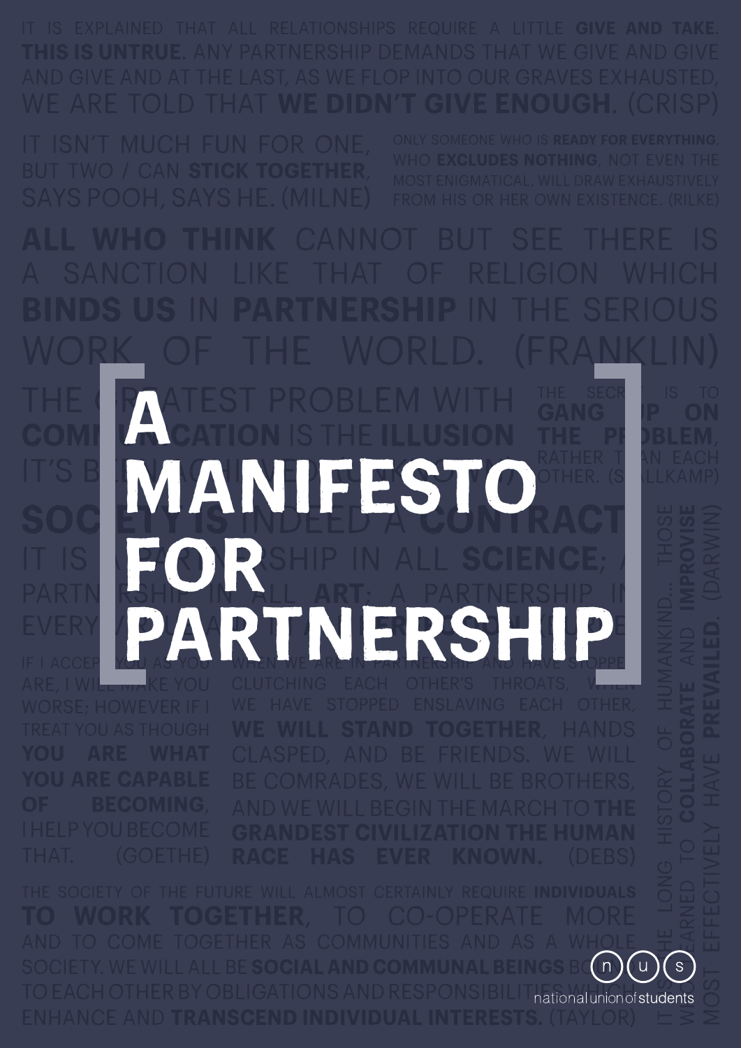# A MANIFESTO FOR PARTNERSHIP

IT IS EXPLAINED THAT ALL RELATIONSHIPS REQUIRE A LITTLE **GIVE AND TAKE**. **THIS IS UNTRUE.** ANY PARTNERSHIP DEMANDS THAT WE GIVE AND GIVE AND GIVE AND AT THE LAST, AS WE FLOP INTO OUR GRAVES EXHAUSTED, WE ARE TOLD THAT **WE DIDN'T GIVE ENOUGH**. (CRISP)

IT ISN'T MUCH FUN FOR ONE, BUT TWO / CAN **STICK TOGETHER**, SAYS POOH, SAYS HE. (MILNE)

ONLY SOMEONE WHO IS **READY FOR EVERYTHING**, WHO **EXCLUDES NOTHING**, NOT EVEN THE MOST ENIGMATICAL, WILL DRAW EXHAUSTIVELY FROM HIS OR HER OWN EXISTENCE. (RILKE)

**ALL WHO THINK** CANNOT BUT SEE THERE IS A SANCTION LIKE THAT OF RELIGION WHICH **BINDS US** IN **PARTNERSHIP** IN THE SERIOUS WORK OF THE WORLD. (FRANKLIN)

THE GREATEST PROBLEM WITH **COMMUNICATION** IS THE **ILLUSION** IT'S BEEN ACCOMPLISHED...

THE SECRET IS TO **GANG UP ON THE PROBLEM**, RATHER THAN EACH OTHER. (STALLKAMP)

**SOCIETY IS** INDEED A **CONTRACT**... IT IS A PARTNERSHIP IN ALL **SCIENCE**; A PARTNERSHIP IN ALL **ART**; A PARTNERSHIP IN EVERY VIRTUE...

IF I ACCEPT YOU AS YOU ARE, I WILL MAKE YOU WORSE; HOWEVER IF I TREAT YOU AS THOUGH **YOU ARE WHAT YOU ARE CAPABLE OF BECOMING**, I HELP YOU BECOME THAT. (GOETHE)

WHEN WE ARE IN PARTNERSHIP AND HAVE STOPPED CLUTCHING EACH OTHER'S THROATS, WHEN WE HAVE STOPPED ENSLAVING EACH OTHER, **WE WILL STAND TOGETHER**, HANDS CLASPED, AND BE FRIENDS. WE WILL BE COMRADES, WE WILL BE BROTHERS, AND WE WILL BEGIN THE MARCH TO **THE GRANDEST CIVILIZATION THE HUMAN RACE HAS EVER KNOWN.** (DEBS)

IN THE LONG HISTORY OF HUMANKIND... THOSE WHO LEARNED TO **COLLABORATE** AND **IMPROVISE** MOST EFFECTIVELY HAVE **PREVAILED**. (DARWIN)

THE SOCIETY OF THE FUTURE WILL ALMOST CERTAINLY REQUIRE **INDIVIDUALS TO WORK TOGETHER**, TO CO-OPERATE MORE AND TO COME TOGETHER AS COMMUNITIES AND AS A WHOLE SOCIETY. WE WILL ALL BE **SOCIAL AND COMMUNAL BEINGS** BOUND TO EACH OTHER BY OBLIGATIONS AND RESPONSIBILITIES WHICH ENHANCE AND **TRANSCEND INDIVIDUAL INTERESTS.** (TAYLOR)

nus — national union of students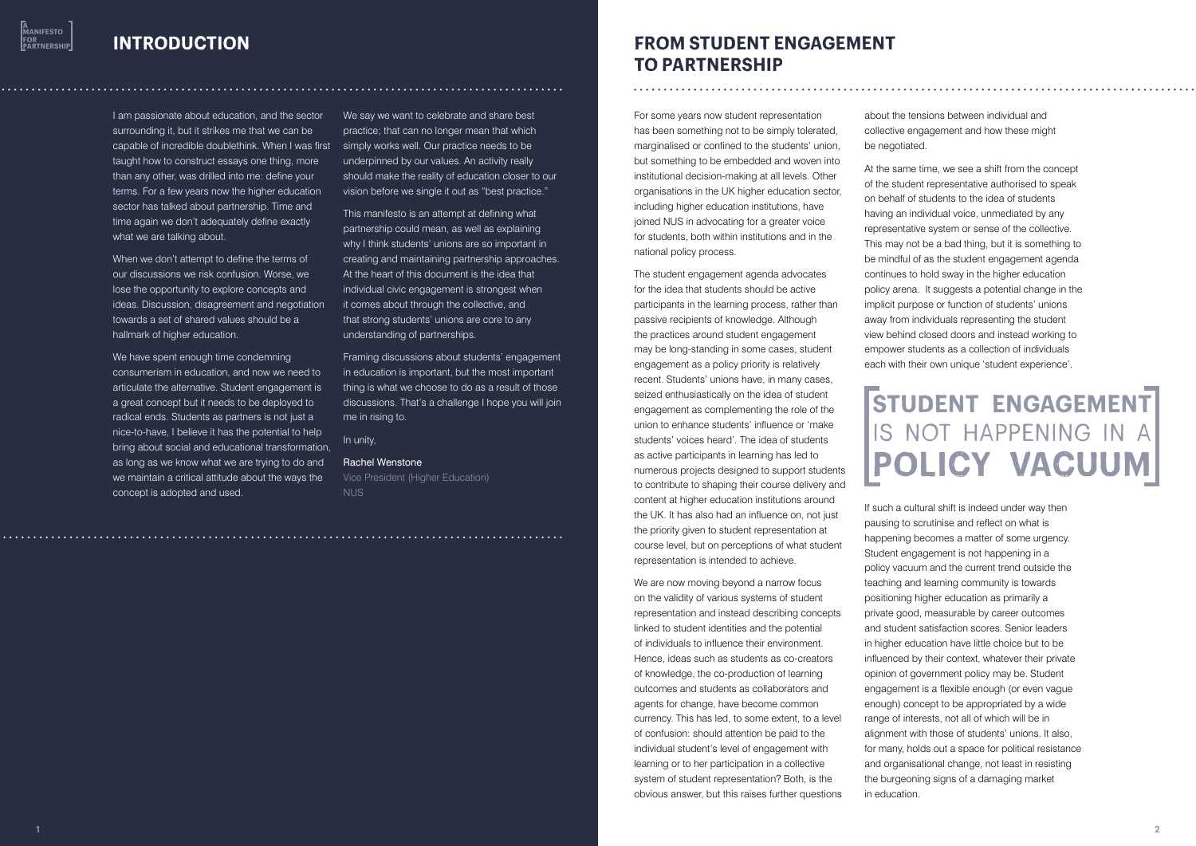# INTRODUCTION

I am passionate about education, and the sector surrounding it, but it strikes me that we can be capable of incredible doublethink. When I was first taught how to construct essays one thing, more than any other, was drilled into me: define your terms. For a few years now the higher education sector has talked about partnership. Time and time again we don't adequately define exactly what we are talking about.

When we don't attempt to define the terms of our discussions we risk confusion. Worse, we lose the opportunity to explore concepts and ideas. Discussion, disagreement and negotiation towards a set of shared values should be a hallmark of higher education.

We have spent enough time condemning consumerism in education, and now we need to articulate the alternative. Student engagement is a great concept but it needs to be deployed to radical ends. Students as partners is not just a nice-to-have, I believe it has the potential to help bring about social and educational transformation, as long as we know what we are trying to do and we maintain a critical attitude about the ways the concept is adopted and used.

We say we want to celebrate and share best practice; that can no longer mean that which simply works well. Our practice needs to be underpinned by our values. An activity really should make the reality of education closer to our vision before we single it out as "best practice."

This manifesto is an attempt at defining what partnership could mean, as well as explaining why I think students' unions are so important in creating and maintaining partnership approaches. At the heart of this document is the idea that individual civic engagement is strongest when it comes about through the collective, and that strong students' unions are core to any understanding of partnerships.

Framing discussions about students' engagement in education is important, but the most important thing is what we choose to do as a result of those discussions. That's a challenge I hope you will join me in rising to.

In unity,

Rachel Wenstone
Vice President (Higher Education)
NUS

# FROM STUDENT ENGAGEMENT TO PARTNERSHIP

For some years now student representation has been something not to be simply tolerated, marginalised or confined to the students' union, but something to be embedded and woven into institutional decision-making at all levels. Other organisations in the UK higher education sector, including higher education institutions, have joined NUS in advocating for a greater voice for students, both within institutions and in the national policy process.

The student engagement agenda advocates for the idea that students should be active participants in the learning process, rather than passive recipients of knowledge. Although the practices around student engagement may be long-standing in some cases, student engagement as a policy priority is relatively recent. Students' unions have, in many cases, seized enthusiastically on the idea of student engagement as complementing the role of the union to enhance students' influence or 'make students' voices heard'. The idea of students as active participants in learning has led to numerous projects designed to support students to contribute to shaping their course delivery and content at higher education institutions around the UK. It has also had an influence on, not just the priority given to student representation at course level, but on perceptions of what student representation is intended to achieve.

We are now moving beyond a narrow focus on the validity of various systems of student representation and instead describing concepts linked to student identities and the potential of individuals to influence their environment. Hence, ideas such as students as co-creators of knowledge, the co-production of learning outcomes and students as collaborators and agents for change, have become common currency. This has led to, to some extent, to a level of confusion: should attention be paid to the individual student's level of engagement with learning or to her participation in a collective system of student representation? Both, is the obvious answer, but this raises further questions about the tensions between individual and collective engagement and how these might be negotiated.

At the same time, we see a shift from the concept of the student representative authorised to speak on behalf of students to the idea of students having an individual voice, unmediated by any representative system or sense of the collective. This may not be a bad thing, but it is something to be mindful of as the student engagement agenda continues to hold sway in the higher education policy arena. It suggests a potential change in the implicit purpose or function of students' unions away from individuals representing the student view behind closed doors and instead working to empower students as a collection of individuals each with their own unique 'student experience'.

**STUDENT ENGAGEMENT IS NOT HAPPENING IN A POLICY VACUUM**

If such a cultural shift is indeed under way then pausing to scrutinise and reflect on what is happening becomes a matter of some urgency. Student engagement is not happening in a policy vacuum and the current trend outside the teaching and learning community is towards positioning higher education as primarily a private good, measurable by career outcomes and student satisfaction scores. Senior leaders in higher education have little choice but to be influenced by their context, whatever their private opinion of government policy may be. Student engagement is a flexible enough (or even vague enough) concept to be appropriated by a wide range of interests, not all of which will be in alignment with those of students' unions. It also, for many, holds out a space for political resistance and organisational change, not least in resisting the burgeoning signs of a damaging market in education.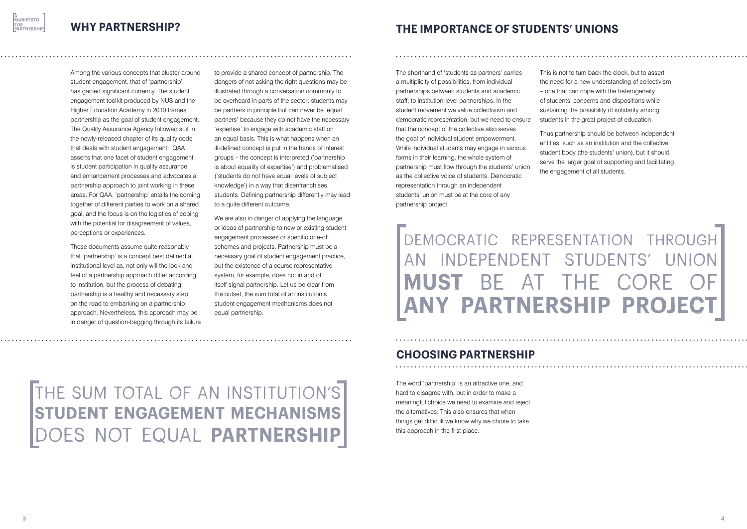## WHY PARTNERSHIP?

Among the various concepts that cluster around student engagement, that of 'partnership' has gained significant currency. The student engagement toolkit produced by NUS and the Higher Education Academy in 2010 frames partnership as the goal of student engagement. The Quality Assurance Agency followed suit in the newly-released chapter of its quality code that deals with student engagement: QAA asserts that one facet of student engagement is student participation in quality assurance and enhancement processes and advocates a partnership approach to joint working in these areas. For QAA, 'partnership' entails the coming together of different parties to work on a shared goal, and the focus is on the logistics of coping with the potential for disagreement of values, perceptions or experiences.

These documents assume quite reasonably that 'partnership' is a concept best defined at institutional level as, not only will the look and feel of a partnership approach differ according to institution, but the process of debating partnership is a healthy and necessary step on the road to embarking on a partnership approach. Nevertheless, this approach may be in danger of question-begging through its failure to provide a shared concept of partnership. The dangers of not asking the right questions may be illustrated through a conversation commonly to be overheard in parts of the sector: students may be partners in principle but can never be 'equal partners' because they do not have the necessary 'expertise' to engage with academic staff on an equal basis. This is what happens when an ill-defined concept is put in the hands of interest groups – the concept is interpreted ('partnership is about equality of expertise') and problematised ('students do not have equal levels of subject knowledge') in a way that disenfranchises students. Defining partnership differently may lead to a quite different outcome.

We are also in danger of applying the language or ideas of partnership to new or existing student engagement processes or specific one-off schemes and projects. Partnership must be a necessary goal of student engagement practice, but the existence of a course representative system, for example, does not in and of itself signal partnership. Let us be clear from the outset, the sum total of an institution's student engagement mechanisms does not equal partnership.

> THE SUM TOTAL OF AN INSTITUTION'S **STUDENT ENGAGEMENT MECHANISMS** DOES NOT EQUAL **PARTNERSHIP**

## THE IMPORTANCE OF STUDENTS' UNIONS

The shorthand of 'students as partners' carries a multiplicity of possibilities, from individual partnerships between students and academic staff, to institution-level partnerships. In the student movement we value collectivism and democratic representation, but we need to ensure that the concept of the collective also serves the goal of individual student empowerment. While individual students may engage in various forms in their learning, the whole system of partnership must flow through the students' union as the collective voice of students. Democratic representation through an independent students' union must be at the core of any partnership project.

This is not to turn back the clock, but to assert the need for a new understanding of collectivism – one that can cope with the heterogeneity of students' concerns and dispositions while sustaining the possibility of solidarity among students in the great project of education.

Thus partnership should be between independent entities, such as an institution and the collective student body (the students' union), but it should serve the larger goal of supporting and facilitating the engagement of all students.

> DEMOCRATIC REPRESENTATION THROUGH AN INDEPENDENT STUDENTS' UNION **MUST** BE AT THE CORE OF **ANY PARTNERSHIP PROJECT**

## CHOOSING PARTNERSHIP

The word 'partnership' is an attractive one, and hard to disagree with, but in order to make a meaningful choice we need to examine and reject the alternatives. This also ensures that when things get difficult we know why we chose to take this approach in the first place.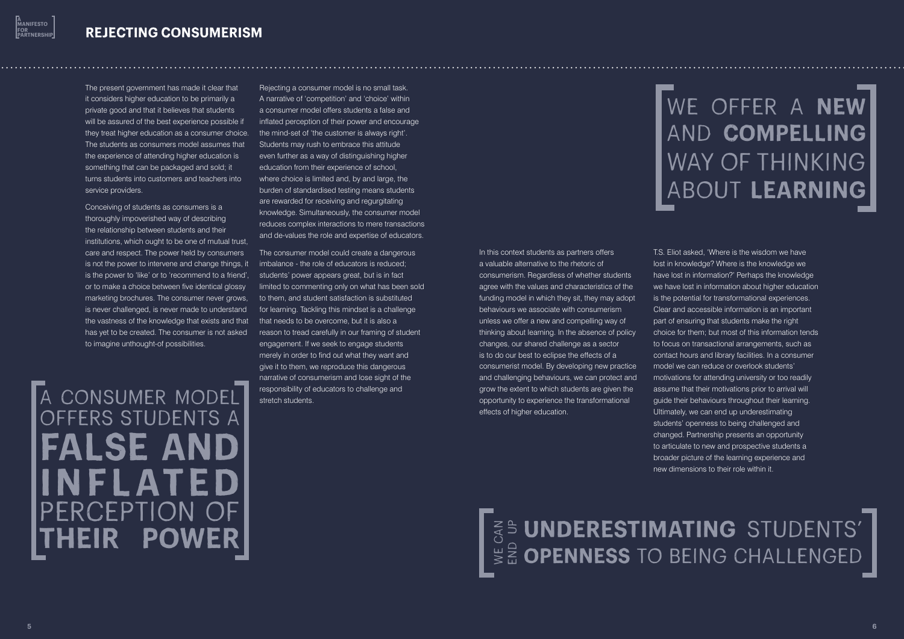## REJECTING CONSUMERISM

The present government has made it clear that it considers higher education to be primarily a private good and that it believes that students will be assured of the best experience possible if they treat higher education as a consumer choice. The students as consumers model assumes that the experience of attending higher education is something that can be packaged and sold; it turns students into customers and teachers into service providers.

Conceiving of students as consumers is a thoroughly impoverished way of describing the relationship between students and their institutions, which ought to be one of mutual trust, care and respect. The power held by consumers is not the power to intervene and change things, it is the power to 'like' or to 'recommend to a friend', or to make a choice between five identical glossy marketing brochures. The consumer never grows, is never challenged, is never made to understand the vastness of the knowledge that exists and that has yet to be created. The consumer is not asked to imagine unthought-of possibilities.

> A CONSUMER MODEL OFFERS STUDENTS A **FALSE AND INFLATED** PERCEPTION OF **THEIR POWER**

Rejecting a consumer model is no small task. A narrative of 'competition' and 'choice' within a consumer model offers students a false and inflated perception of their power and encourage the mind-set of 'the customer is always right'. Students may rush to embrace this attitude even further as a way of distinguishing higher education from their experience of school, where choice is limited and, by and large, the burden of standardised testing means students are rewarded for receiving and regurgitating knowledge. Simultaneously, the consumer model reduces complex interactions to mere transactions and de-values the role and expertise of educators.

The consumer model could create a dangerous imbalance - the role of educators is reduced; students' power appears great, but is in fact limited to commenting only on what has been sold to them, and student satisfaction is substituted for learning. Tackling this mindset is a challenge that needs to be overcome, but it is also a reason to tread carefully in our framing of student engagement. If we seek to engage students merely in order to find out what they want and give it to them, we reproduce this dangerous narrative of consumerism and lose sight of the responsibility of educators to challenge and stretch students.

> WE OFFER A **NEW** AND **COMPELLING** WAY OF THINKING ABOUT **LEARNING**

In this context students as partners offers a valuable alternative to the rhetoric of consumerism. Regardless of whether students agree with the values and characteristics of the funding model in which they sit, they may adopt behaviours we associate with consumerism unless we offer a new and compelling way of thinking about learning. In the absence of policy changes, our shared challenge as a sector is to do our best to eclipse the effects of a consumerist model. By developing new practice and challenging behaviours, we can protect and grow the extent to which students are given the opportunity to experience the transformational effects of higher education.

T.S. Eliot asked, 'Where is the wisdom we have lost in knowledge? Where is the knowledge we have lost in information?' Perhaps the knowledge we have lost in information about higher education is the potential for transformational experiences. Clear and accessible information is an important part of ensuring that students make the right choice for them; but most of this information tends to focus on transactional arrangements, such as contact hours and library facilities. In a consumer model we can reduce or overlook students' motivations for attending university or too readily assume that their motivations prior to arrival will guide their behaviours throughout their learning. Ultimately, we can end up underestimating students' openness to being challenged and changed. Partnership presents an opportunity to articulate to new and prospective students a broader picture of the learning experience and new dimensions to their role within it.

> WE CAN END UP **UNDERESTIMATING** STUDENTS' **OPENNESS** TO BEING CHALLENGED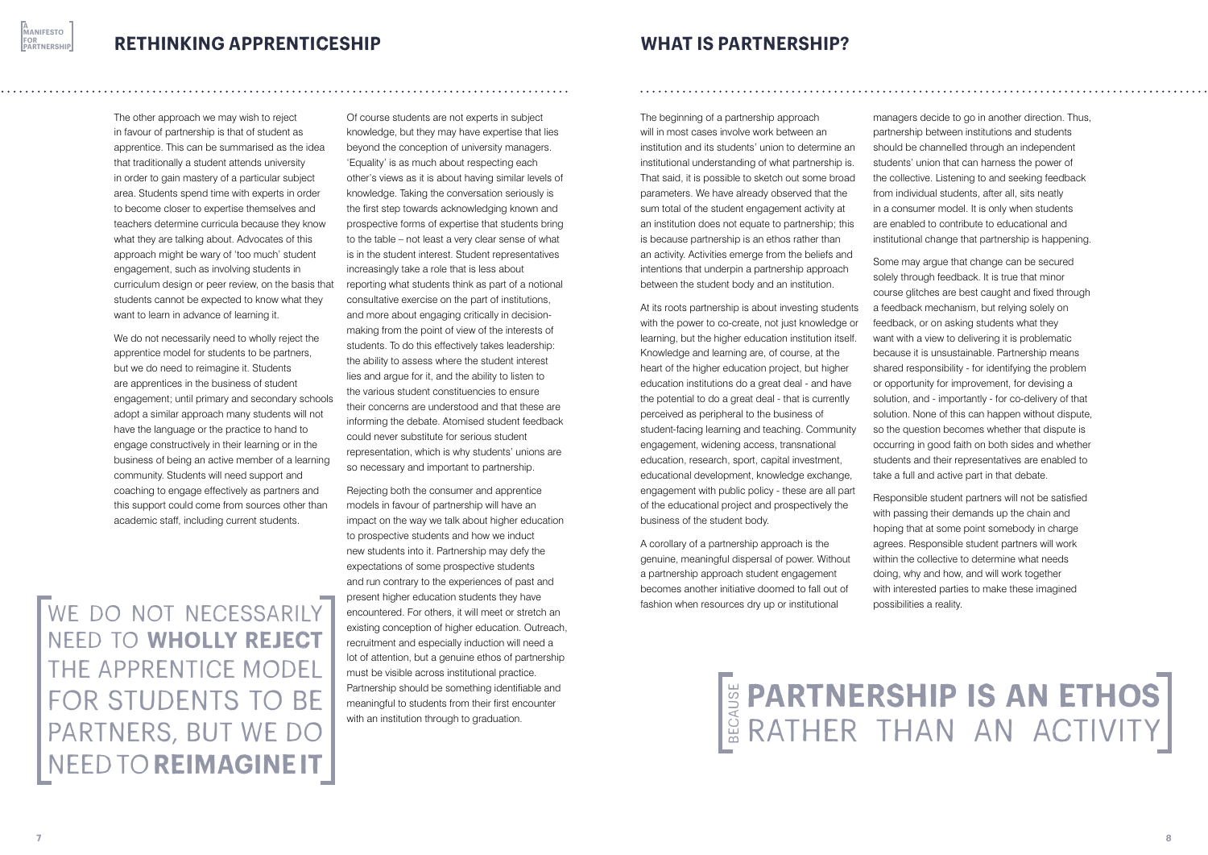## RETHINKING APPRENTICESHIP

The other approach we may wish to reject in favour of partnership is that of student as apprentice. This can be summarised as the idea that traditionally a student attends university in order to gain mastery of a particular subject area. Students spend time with experts in order to become closer to expertise themselves and teachers determine curricula because they know what they are talking about. Advocates of this approach might be wary of 'too much' student engagement, such as involving students in curriculum design or peer review, on the basis that students cannot be expected to know what they want to learn in advance of learning it.

We do not necessarily need to wholly reject the apprentice model for students to be partners, but we do need to reimagine it. Students are apprentices in the business of student engagement; until primary and secondary schools adopt a similar approach many students will not have the language or the practice to hand to engage constructively in their learning or in the business of being an active member of a learning community. Students will need support and coaching to engage effectively as partners and this support could come from sources other than academic staff, including current students.

> WE DO NOT NECESSARILY NEED TO **WHOLLY REJECT** THE APPRENTICE MODEL FOR STUDENTS TO BE PARTNERS, BUT WE DO NEED TO **REIMAGINE IT**

Of course students are not experts in subject knowledge, but they may have expertise that lies beyond the conception of university managers. 'Equality' is as much about respecting each other's views as it is about having similar levels of knowledge. Taking the conversation seriously is the first step towards acknowledging known and prospective forms of expertise that students bring to the table – not least a very clear sense of what is in the student interest. Student representatives increasingly take a role that is less about reporting what students think as part of a notional consultative exercise on the part of institutions, and more about engaging critically in decision-making from the point of view of the interests of students. To do this effectively takes leadership: the ability to assess where the student interest lies and argue for it, and the ability to listen to the various student constituencies to ensure their concerns are understood and that these are informing the debate. Atomised student feedback could never substitute for serious student representation, which is why students' unions are so necessary and important to partnership.

Rejecting both the consumer and apprentice models in favour of partnership will have an impact on the way we talk about higher education to prospective students and how we induct new students into it. Partnership may defy the expectations of some prospective students and run contrary to the experiences of past and present higher education students they have encountered. For others, it will meet or stretch an existing conception of higher education. Outreach, recruitment and especially induction will need a lot of attention, but a genuine ethos of partnership must be visible across institutional practice. Partnership should be something identifiable and meaningful to students from their first encounter with an institution through to graduation.

## WHAT IS PARTNERSHIP?

The beginning of a partnership approach will in most cases involve work between an institution and its students' union to determine an institutional understanding of what partnership is. That said, it is possible to sketch out some broad parameters. We have already observed that the sum total of the student engagement activity at an institution does not equate to partnership; this is because partnership is an ethos rather than an activity. Activities emerge from the beliefs and intentions that underpin a partnership approach between the student body and an institution.

At its roots partnership is about investing students with the power to co-create, not just knowledge or learning, but the higher education institution itself. Knowledge and learning are, of course, at the heart of the higher education project, but higher education institutions do a great deal - and have the potential to do a great deal - that is currently perceived as peripheral to the business of student-facing learning and teaching. Community engagement, widening access, transnational education, research, sport, capital investment, educational development, knowledge exchange, engagement with public policy - these are all part of the educational project and prospectively the business of the student body.

A corollary of a partnership approach is the genuine, meaningful dispersal of power. Without a partnership approach student engagement becomes another initiative doomed to fall out of fashion when resources dry up or institutional managers decide to go in another direction. Thus, partnership between institutions and students should be channelled through an independent students' union that can harness the power of the collective. Listening to and seeking feedback from individual students, after all, sits neatly in a consumer model. It is only when students are enabled to contribute to educational and institutional change that partnership is happening.

Some may argue that change can be secured solely through feedback. It is true that minor course glitches are best caught and fixed through a feedback mechanism, but relying solely on feedback, or on asking students what they want with a view to delivering it is problematic because it is unsustainable. Partnership means shared responsibility - for identifying the problem or opportunity for improvement, for devising a solution, and - importantly - for co-delivery of that solution. None of this can happen without dispute, so the question becomes whether that dispute is occurring in good faith on both sides and whether students and their representatives are enabled to take a full and active part in that debate.

Responsible student partners will not be satisfied with passing their demands up the chain and hoping that at some point somebody in charge agrees. Responsible student partners will work within the collective to determine what needs doing, why and how, and will work together with interested parties to make these imagined possibilities a reality.

> BECAUSE **PARTNERSHIP IS AN ETHOS** RATHER THAN AN ACTIVITY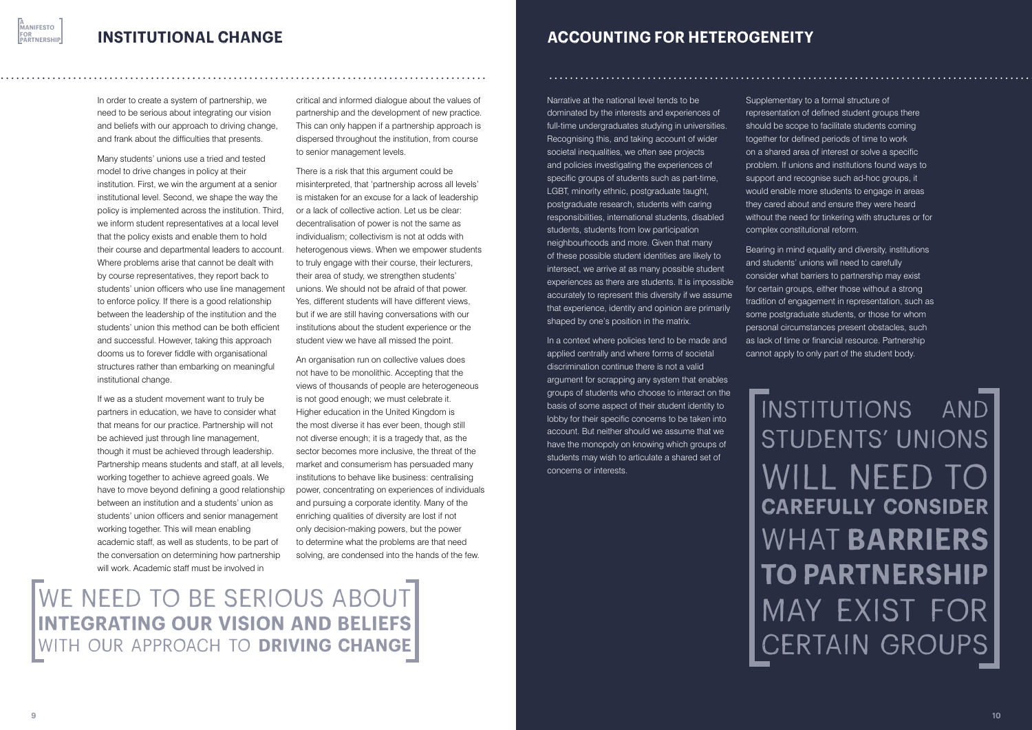## INSTITUTIONAL CHANGE

In order to create a system of partnership, we need to be serious about integrating our vision and beliefs with our approach to driving change, and frank about the difficulties that presents.

Many students' unions use a tried and tested model to drive changes in policy at their institution. First, we win the argument at a senior institutional level. Second, we shape the way the policy is implemented across the institution. Third, we inform student representatives at a local level that the policy exists and enable them to hold their course and departmental leaders to account. Where problems arise that cannot be dealt with by course representatives, they report back to students' union officers who use line management to enforce policy. If there is a good relationship between the leadership of the institution and the students' union this method can be both efficient and successful. However, taking this approach dooms us to forever fiddle with organisational structures rather than embarking on meaningful institutional change.

If we as a student movement want to truly be partners in education, we have to consider what that means for our practice. Partnership will not be achieved just through line management, though it must be achieved through leadership. Partnership means students and staff, at all levels, working together to achieve agreed goals. We have to move beyond defining a good relationship between an institution and a students' union as students' union officers and senior management working together. This will mean enabling academic staff, as well as students, to be part of the conversation on determining how partnership will work. Academic staff must be involved in critical and informed dialogue about the values of partnership and the development of new practice. This can only happen if a partnership approach is dispersed throughout the institution, from course to senior management levels.

There is a risk that this argument could be misinterpreted, that 'partnership across all levels' is mistaken for an excuse for a lack of leadership or a lack of collective action. Let us be clear: decentralisation of power is not the same as individualism; collectivism is not at odds with heterogenous views. When we empower students to truly engage with their course, their lecturers, their area of study, we strengthen students' unions. We should not be afraid of that power. Yes, different students will have different views, but if we are still having conversations with our institutions about the student experience or the student view we have all missed the point.

An organisation run on collective values does not have to be monolithic. Accepting that the views of thousands of people are heterogeneous is not good enough; we must celebrate it. Higher education in the United Kingdom is the most diverse it has ever been, though still not diverse enough; it is a tragedy that, as the sector becomes more inclusive, the threat of the market and consumerism has persuaded many institutions to behave like business: centralising power, concentrating on experiences of individuals and pursuing a corporate identity. Many of the enriching qualities of diversity are lost if not only decision-making powers, but the power to determine what the problems are that need solving, are condensed into the hands of the few.

> WE NEED TO BE SERIOUS ABOUT **INTEGRATING OUR VISION AND BELIEFS** WITH OUR APPROACH TO **DRIVING CHANGE**

## ACCOUNTING FOR HETEROGENEITY

Narrative at the national level tends to be dominated by the interests and experiences of full-time undergraduates studying in universities. Recognising this, and taking account of wider societal inequalities, we often see projects and policies investigating the experiences of specific groups of students such as part-time, LGBT, minority ethnic, postgraduate taught, postgraduate research, students with caring responsibilities, international students, disabled students, students from low participation neighbourhoods and more. Given that many of these possible student identities are likely to intersect, we arrive at as many possible student experiences as there are students. It is impossible accurately to represent this diversity if we assume that experience, identity and opinion are primarily shaped by one's position in the matrix.

In a context where policies tend to be made and applied centrally and where forms of societal discrimination continue there is not a valid argument for scrapping any system that enables groups of students who choose to interact on the basis of some aspect of their student identity to lobby for their specific concerns to be taken into account. But neither should we assume that we have the monopoly on knowing which groups of students may wish to articulate a shared set of concerns or interests.

Supplementary to a formal structure of representation of defined student groups there should be scope to facilitate students coming together for defined periods of time to work on a shared area of interest or solve a specific problem. If unions and institutions found ways to support and recognise such ad-hoc groups, it would enable more students to engage in areas they cared about and ensure they were heard without the need for tinkering with structures or for complex constitutional reform.

Bearing in mind equality and diversity, institutions and students' unions will need to carefully consider what barriers to partnership may exist for certain groups, either those without a strong tradition of engagement in representation, such as some postgraduate students, or those for whom personal circumstances present obstacles, such as lack of time or financial resource. Partnership cannot apply to only part of the student body.

> INSTITUTIONS AND STUDENTS' UNIONS WILL NEED TO **CAREFULLY CONSIDER** WHAT **BARRIERS TO PARTNERSHIP** MAY EXIST FOR CERTAIN GROUPS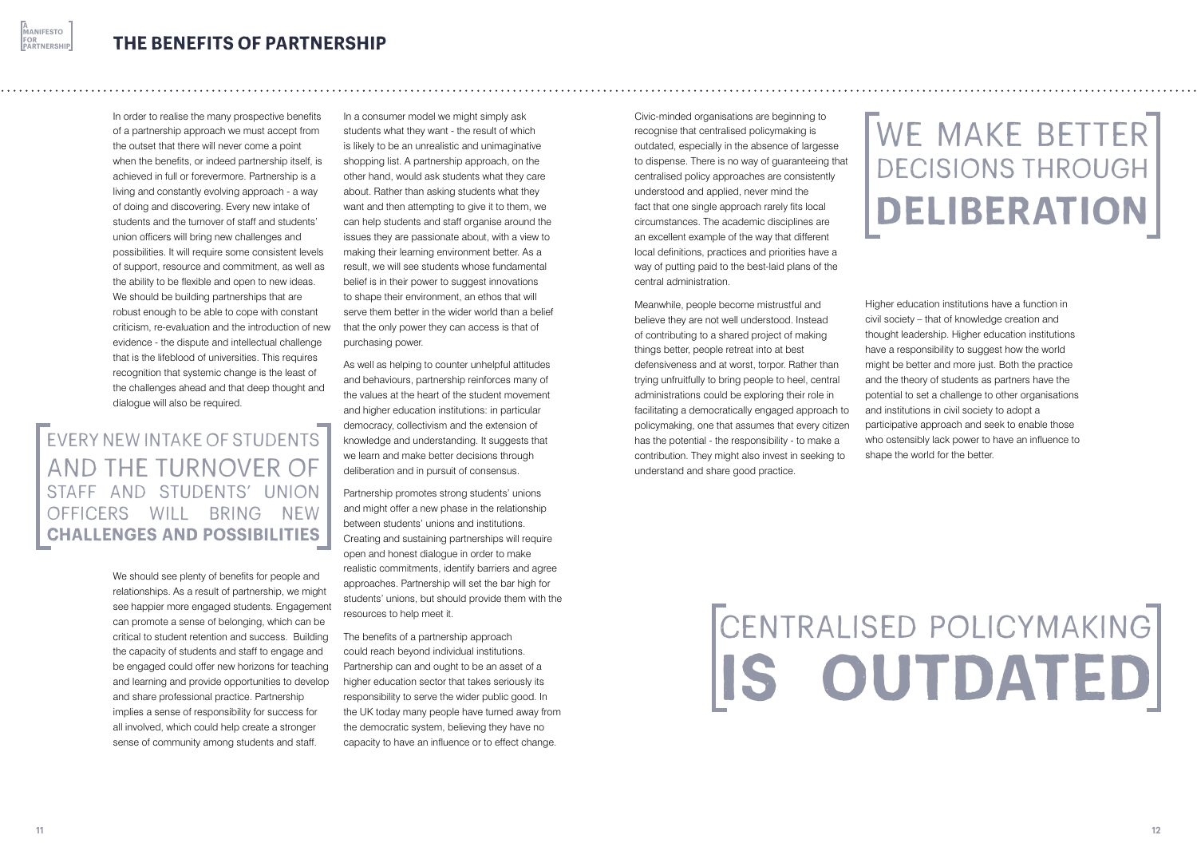# THE BENEFITS OF PARTNERSHIP

In order to realise the many prospective benefits of a partnership approach we must accept from the outset that there will never come a point when the benefits, or indeed partnership itself, is achieved in full or forevermore. Partnership is a living and constantly evolving approach - a way of doing and discovering. Every new intake of students and the turnover of staff and students' union officers will bring new challenges and possibilities. It will require some consistent levels of support, resource and commitment, as well as the ability to be flexible and open to new ideas. We should be building partnerships that are robust enough to be able to cope with constant criticism, re-evaluation and the introduction of new evidence - the dispute and intellectual challenge that is the lifeblood of universities. This requires recognition that systemic change is the least of the challenges ahead and that deep thought and dialogue will also be required.

> EVERY NEW INTAKE OF STUDENTS AND THE TURNOVER OF STAFF AND STUDENTS' UNION OFFICERS WILL BRING NEW **CHALLENGES AND POSSIBILITIES**

We should see plenty of benefits for people and relationships. As a result of partnership, we might see happier more engaged students. Engagement can promote a sense of belonging, which can be critical to student retention and success. Building the capacity of students and staff to engage and be engaged could offer new horizons for teaching and learning and provide opportunities to develop and share professional practice. Partnership implies a sense of responsibility for success for all involved, which could help create a stronger sense of community among students and staff.

In a consumer model we might simply ask students what they want - the result of which is likely to be an unrealistic and unimaginative shopping list. A partnership approach, on the other hand, would ask students what they care about. Rather than asking students what they want and then attempting to give it to them, we can help students and staff organise around the issues they are passionate about, with a view to making their learning environment better. As a result, we will see students whose fundamental belief is in their power to suggest innovations to shape their environment, an ethos that will serve them better in the wider world than a belief that the only power they can access is that of purchasing power.

As well as helping to counter unhelpful attitudes and behaviours, partnership reinforces many of the values at the heart of the student movement and higher education institutions: in particular democracy, collectivism and the extension of knowledge and understanding. It suggests that we learn and make better decisions through deliberation and in pursuit of consensus.

Partnership promotes strong students' unions and might offer a new phase in the relationship between students' unions and institutions. Creating and sustaining partnerships will require open and honest dialogue in order to make realistic commitments, identify barriers and agree approaches. Partnership will set the bar high for students' unions, but should provide them with the resources to help meet it.

The benefits of a partnership approach could reach beyond individual institutions. Partnership can and ought to be an asset of a higher education sector that takes seriously its responsibility to serve the wider public good. In the UK today many people have turned away from the democratic system, believing they have no capacity to have an influence or to effect change.

Civic-minded organisations are beginning to recognise that centralised policymaking is outdated, especially in the absence of largesse to dispense. There is no way of guaranteeing that centralised policy approaches are consistently understood and applied, never mind the fact that one single approach rarely fits local circumstances. The academic disciplines are an excellent example of the way that different local definitions, practices and priorities have a way of putting paid to the best-laid plans of the central administration.

Meanwhile, people become mistrustful and believe they are not well understood. Instead of contributing to a shared project of making things better, people retreat into at best defensiveness and at worst, torpor. Rather than trying unfruitfully to bring people to heel, central administrations could be exploring their role in facilitating a democratically engaged approach to policymaking, one that assumes that every citizen has the potential - the responsibility - to make a contribution. They might also invest in seeking to understand and share good practice.

> WE MAKE BETTER DECISIONS THROUGH **DELIBERATION**

Higher education institutions have a function in civil society – that of knowledge creation and thought leadership. Higher education institutions have a responsibility to suggest how the world might be better and more just. Both the practice and the theory of students as partners have the potential to set a challenge to other organisations and institutions in civil society to adopt a participative approach and seek to enable those who ostensibly lack power to have an influence to shape the world for the better.

> CENTRALISED POLICYMAKING **IS OUTDATED**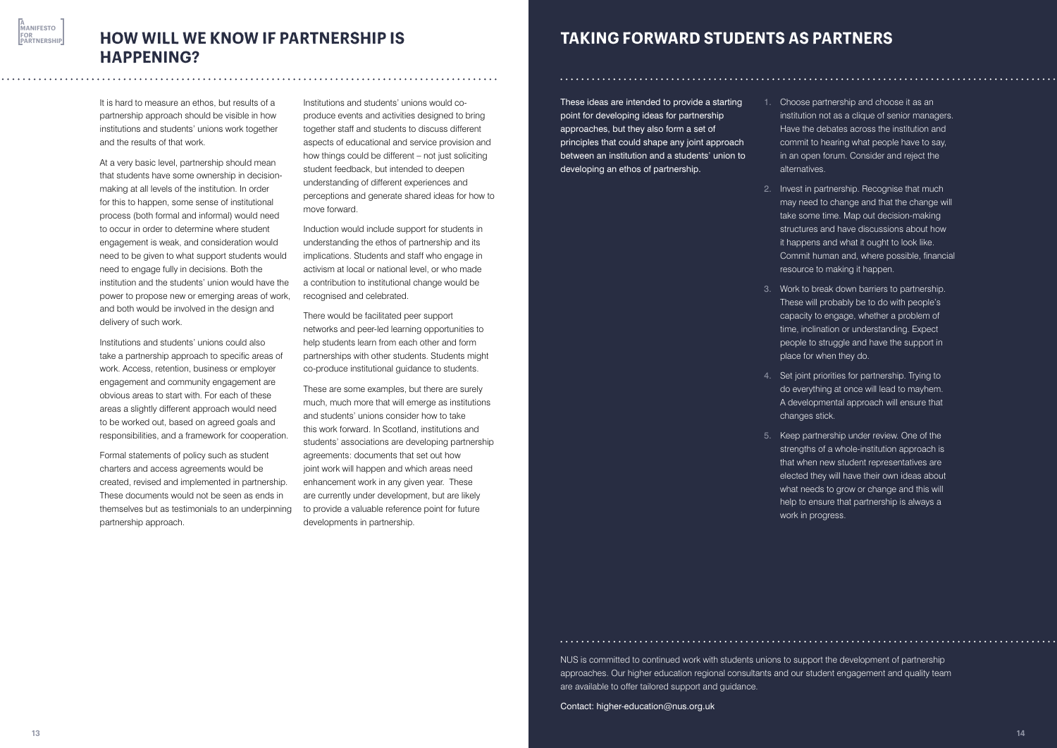## HOW WILL WE KNOW IF PARTNERSHIP IS HAPPENING?

It is hard to measure an ethos, but results of a partnership approach should be visible in how institutions and students' unions work together and the results of that work.

At a very basic level, partnership should mean that students have some ownership in decision-making at all levels of the institution. In order for this to happen, some sense of institutional process (both formal and informal) would need to occur in order to determine where student engagement is weak, and consideration would need to be given to what support students would need to engage fully in decisions. Both the institution and the students' union would have the power to propose new or emerging areas of work, and both would be involved in the design and delivery of such work.

Institutions and students' unions could also take a partnership approach to specific areas of work. Access, retention, business or employer engagement and community engagement are obvious areas to start with. For each of these areas a slightly different approach would need to be worked out, based on agreed goals and responsibilities, and a framework for cooperation.

Formal statements of policy such as student charters and access agreements would be created, revised and implemented in partnership. These documents would not be seen as ends in themselves but as testimonials to an underpinning partnership approach.

Institutions and students' unions would co-produce events and activities designed to bring together staff and students to discuss different aspects of educational and service provision and how things could be different – not just soliciting student feedback, but intended to deepen understanding of different experiences and perceptions and generate shared ideas for how to move forward.

Induction would include support for students in understanding the ethos of partnership and its implications. Students and staff who engage in activism at local or national level, or who made a contribution to institutional change would be recognised and celebrated.

There would be facilitated peer support networks and peer-led learning opportunities to help students learn from each other and form partnerships with other students. Students might co-produce institutional guidance to students.

These are some examples, but there are surely much, much more that will emerge as institutions and students' unions consider how to take this work forward. In Scotland, institutions and students' associations are developing partnership agreements: documents that set out how joint work will happen and which areas need enhancement work in any given year. These are currently under development, but are likely to provide a valuable reference point for future developments in partnership.

## TAKING FORWARD STUDENTS AS PARTNERS

These ideas are intended to provide a starting point for developing ideas for partnership approaches, but they also form a set of principles that could shape any joint approach between an institution and a students' union to developing an ethos of partnership.

1. Choose partnership and choose it as an institution not as a clique of senior managers. Have the debates across the institution and commit to hearing what people have to say, in an open forum. Consider and reject the alternatives.
2. Invest in partnership. Recognise that much may need to change and that the change will take some time. Map out decision-making structures and have discussions about how it happens and what it ought to look like. Commit human and, where possible, financial resource to making it happen.
3. Work to break down barriers to partnership. These will probably be to do with people's capacity to engage, whether a problem of time, inclination or understanding. Expect people to struggle and have the support in place for when they do.
4. Set joint priorities for partnership. Trying to do everything at once will lead to mayhem. A developmental approach will ensure that changes stick.
5. Keep partnership under review. One of the strengths of a whole-institution approach is that when new student representatives are elected they will have their own ideas about what needs to grow or change and this will help to ensure that partnership is always a work in progress.

NUS is committed to continued work with students unions to support the development of partnership approaches. Our higher education regional consultants and our student engagement and quality team are available to offer tailored support and guidance.

Contact: higher-education@nus.org.uk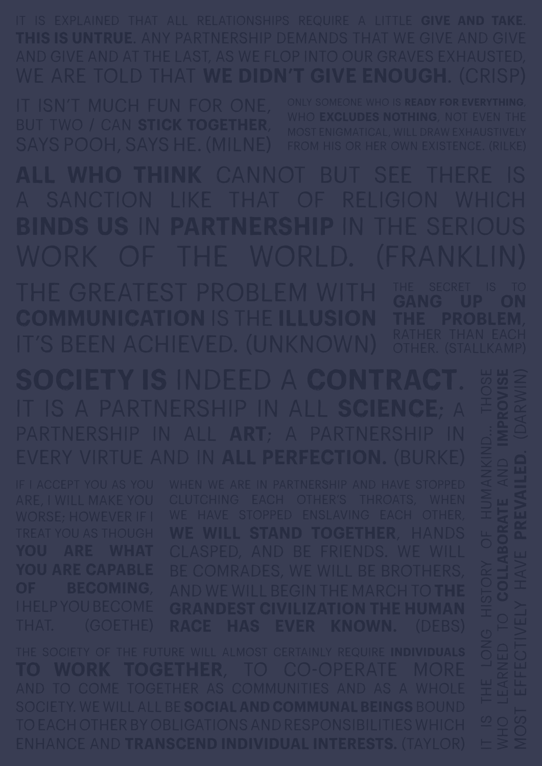IT IS EXPLAINED THAT ALL RELATIONSHIPS REQUIRE A LITTLE **GIVE AND TAKE**. **THIS IS UNTRUE.** ANY PARTNERSHIP DEMANDS THAT WE GIVE AND GIVE AND GIVE AND AT THE LAST, AS WE FLOP INTO OUR GRAVES EXHAUSTED, WE ARE TOLD THAT **WE DIDN'T GIVE ENOUGH**. (CRISP)

IT ISN'T MUCH FUN FOR ONE, BUT TWO / CAN **STICK TOGETHER**, SAYS POOH, SAYS HE. (MILNE)

ONLY SOMEONE WHO IS **READY FOR EVERYTHING**, WHO **EXCLUDES NOTHING**, NOT EVEN THE MOST ENIGMATICAL, WILL DRAW EXHAUSTIVELY FROM HIS OR HER OWN EXISTENCE. (RILKE)

**ALL WHO THINK** CANNOT BUT SEE THERE IS A SANCTION LIKE THAT OF RELIGION WHICH **BINDS US** IN **PARTNERSHIP** IN THE SERIOUS WORK OF THE WORLD. (FRANKLIN)

THE GREATEST PROBLEM WITH **COMMUNICATION** IS THE **ILLUSION** IT'S BEEN ACHIEVED. (UNKNOWN)

THE SECRET IS TO **GANG UP ON THE PROBLEM**, RATHER THAN EACH OTHER. (STALLKAMP)

**SOCIETY IS** INDEED A **CONTRACT**. IT IS A PARTNERSHIP IN ALL **SCIENCE**; A PARTNERSHIP IN ALL **ART**; A PARTNERSHIP IN EVERY VIRTUE AND IN **ALL PERFECTION.** (BURKE)

IT IS THE LONG HISTORY OF HUMANKIND... THOSE WHO LEARNED TO **COLLABORATE** AND **IMPROVISE** MOST EFFECTIVELY HAVE **PREVAILED**. (DARWIN)

IF I ACCEPT YOU AS YOU ARE, I WILL MAKE YOU WORSE; HOWEVER IF I TREAT YOU AS THOUGH **YOU ARE WHAT YOU ARE CAPABLE OF BECOMING**, I HELP YOU BECOME THAT. (GOETHE)

WHEN WE ARE IN PARTNERSHIP AND HAVE STOPPED CLUTCHING EACH OTHER'S THROATS, WHEN WE HAVE STOPPED ENSLAVING EACH OTHER, **WE WILL STAND TOGETHER**, HANDS CLASPED, AND BE FRIENDS. WE WILL BE COMRADES, WE WILL BE BROTHERS, AND WE WILL BEGIN THE MARCH TO **THE GRANDEST CIVILIZATION THE HUMAN RACE HAS EVER KNOWN.** (DEBS)

THE SOCIETY OF THE FUTURE WILL ALMOST CERTAINLY REQUIRE **INDIVIDUALS TO WORK TOGETHER**, TO CO-OPERATE MORE AND TO COME TOGETHER AS COMMUNITIES AND AS A WHOLE SOCIETY. WE WILL ALL BE **SOCIAL AND COMMUNAL BEINGS** BOUND TO EACH OTHER BY OBLIGATIONS AND RESPONSIBILITIES WHICH ENHANCE AND **TRANSCEND INDIVIDUAL INTERESTS.** (TAYLOR)